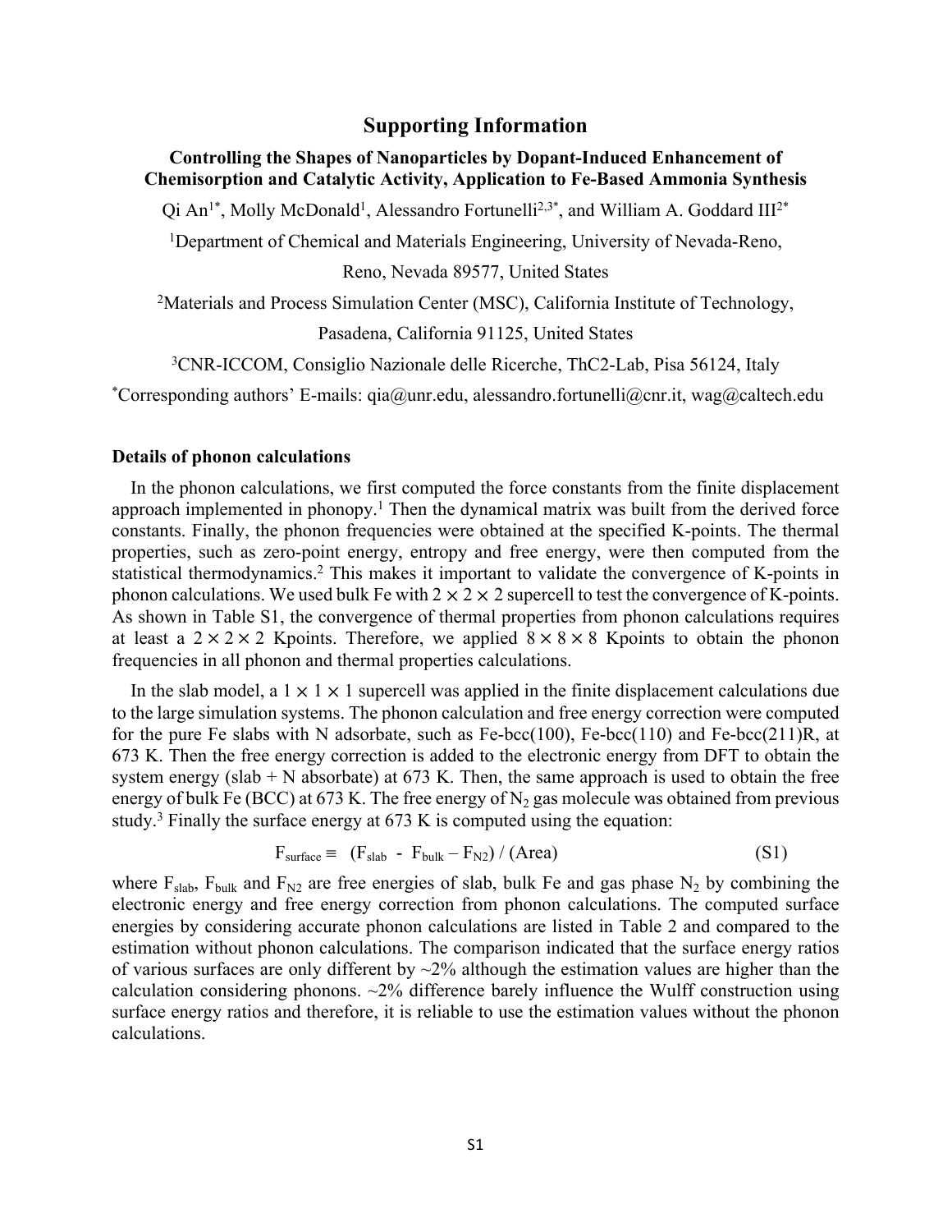# Supporting Information

## Controlling the Shapes of Nanoparticles by Dopant-Induced Enhancement of Chemisorption and Catalytic Activity, Application to Fe-Based Ammonia Synthesis

Qi An[1*], Molly McDonald[1], Alessandro Fortunelli[2,3*], and William A. Goddard III[2*]

[1]Department of Chemical and Materials Engineering, University of Nevada-Reno, Reno, Nevada 89577, United States

[2]Materials and Process Simulation Center (MSC), California Institute of Technology, Pasadena, California 91125, United States

[3]CNR-ICCOM, Consiglio Nazionale delle Ricerche, ThC2-Lab, Pisa 56124, Italy

[*]Corresponding authors' E-mails: qia@unr.edu, alessandro.fortunelli@cnr.it, wag@caltech.edu

### Details of phonon calculations

In the phonon calculations, we first computed the force constants from the finite displacement approach implemented in phonopy.[1] Then the dynamical matrix was built from the derived force constants. Finally, the phonon frequencies were obtained at the specified K-points. The thermal properties, such as zero-point energy, entropy and free energy, were then computed from the statistical thermodynamics.[2] This makes it important to validate the convergence of K-points in phonon calculations. We used bulk Fe with $2 \times 2 \times 2$ supercell to test the convergence of K-points. As shown in Table S1, the convergence of thermal properties from phonon calculations requires at least a $2 \times 2 \times 2$ Kpoints. Therefore, we applied $8 \times 8 \times 8$ Kpoints to obtain the phonon frequencies in all phonon and thermal properties calculations.

In the slab model, a $1 \times 1 \times 1$ supercell was applied in the finite displacement calculations due to the large simulation systems. The phonon calculation and free energy correction were computed for the pure Fe slabs with N adsorbate, such as Fe-bcc(100), Fe-bcc(110) and Fe-bcc(211)R, at 673 K. Then the free energy correction is added to the electronic energy from DFT to obtain the system energy (slab + N absorbate) at 673 K. Then, the same approach is used to obtain the free energy of bulk Fe (BCC) at 673 K. The free energy of $N_2$ gas molecule was obtained from previous study.[3] Finally the surface energy at 673 K is computed using the equation:

$$F_{surface} \equiv \left(F_{slab} - F_{bulk} - F_{N2}\right) / (\text{Area}) \tag{S1}$$

where $F_{slab}$, $F_{bulk}$ and $F_{N2}$ are free energies of slab, bulk Fe and gas phase $N_2$ by combining the electronic energy and free energy correction from phonon calculations. The computed surface energies by considering accurate phonon calculations are listed in Table 2 and compared to the estimation without phonon calculations. The comparison indicated that the surface energy ratios of various surfaces are only different by ~2% although the estimation values are higher than the calculation considering phonons. ~2% difference barely influence the Wulff construction using surface energy ratios and therefore, it is reliable to use the estimation values without the phonon calculations.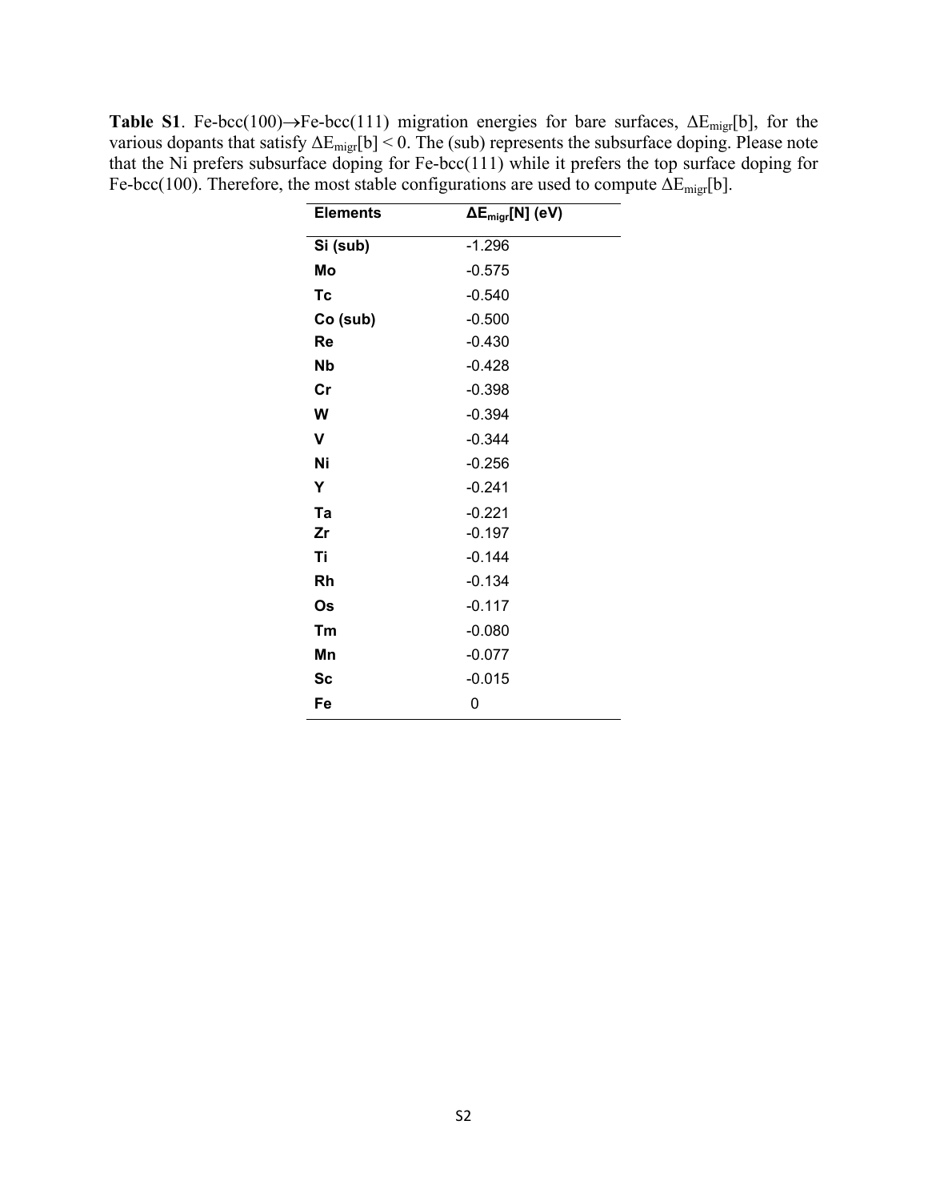**Table S1**. Fe-bcc(100)→Fe-bcc(111) migration energies for bare surfaces, $\Delta E_{migr}[b]$, for the various dopants that satisfy $\Delta E_{migr}[b] < 0$. The (sub) represents the subsurface doping. Please note that the Ni prefers subsurface doping for Fe-bcc(111) while it prefers the top surface doping for Fe-bcc(100). Therefore, the most stable configurations are used to compute $\Delta E_{migr}[b]$.

| Elements | $\Delta E_{migr}[N]$ (eV) |
|---|---|
| Si (sub) | -1.296 |
| Mo | -0.575 |
| Tc | -0.540 |
| Co (sub) | -0.500 |
| Re | -0.430 |
| Nb | -0.428 |
| Cr | -0.398 |
| W | -0.394 |
| V | -0.344 |
| Ni | -0.256 |
| Y | -0.241 |
| Ta | -0.221 |
| Zr | -0.197 |
| Ti | -0.144 |
| Rh | -0.134 |
| Os | -0.117 |
| Tm | -0.080 |
| Mn | -0.077 |
| Sc | -0.015 |
| Fe | 0 |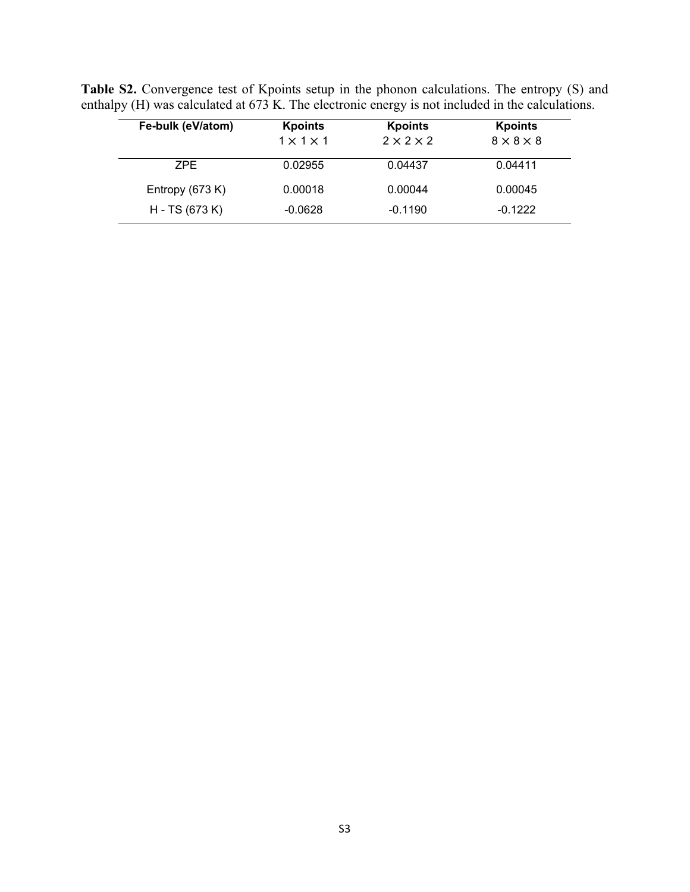**Table S2.** Convergence test of Kpoints setup in the phonon calculations. The entropy (S) and enthalpy (H) was calculated at 673 K. The electronic energy is not included in the calculations.

| Fe-bulk (eV/atom) | Kpoints $1 \times 1 \times 1$ | Kpoints $2 \times 2 \times 2$ | Kpoints $8 \times 8 \times 8$ |
|---|---|---|---|
| ZPE | 0.02955 | 0.04437 | 0.04411 |
| Entropy (673 K) | 0.00018 | 0.00044 | 0.00045 |
| H - TS (673 K) | -0.0628 | -0.1190 | -0.1222 |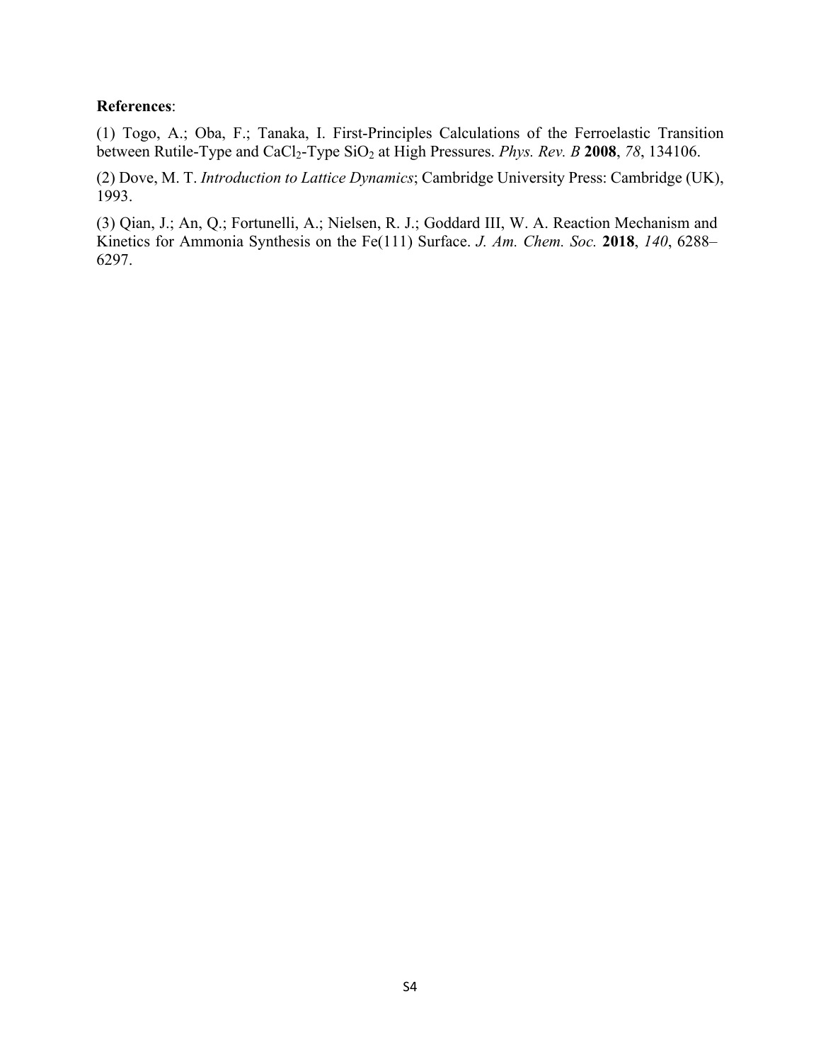**References**:

(1) Togo, A.; Oba, F.; Tanaka, I. First-Principles Calculations of the Ferroelastic Transition between Rutile-Type and $CaCl_2$-Type $SiO_2$ at High Pressures. *Phys. Rev. B* **2008**, *78*, 134106.

(2) Dove, M. T. *Introduction to Lattice Dynamics*; Cambridge University Press: Cambridge (UK), 1993.

(3) Qian, J.; An, Q.; Fortunelli, A.; Nielsen, R. J.; Goddard III, W. A. Reaction Mechanism and Kinetics for Ammonia Synthesis on the Fe(111) Surface. *J. Am. Chem. Soc.* **2018**, *140*, 6288–6297.